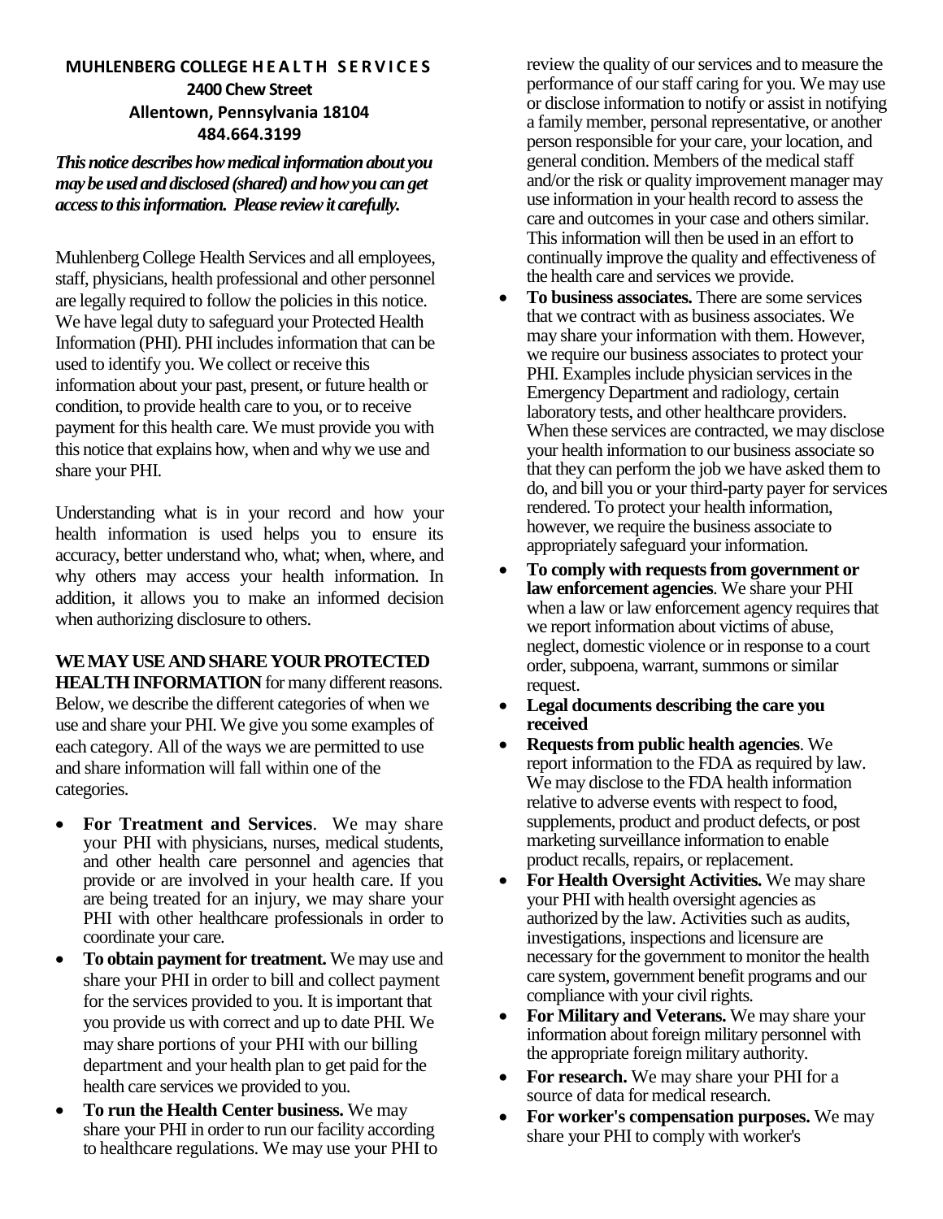**MUHLENBERG COLLEGE HEALTH SERVICES**
**2400 Chew Street**
**Allentown, Pennsylvania 18104**
**484.664.3199**

***This notice describes how medical information about you may be used and disclosed (shared) and how you can get access to this information. Please review it carefully.***

Muhlenberg College Health Services and all employees, staff, physicians, health professional and other personnel are legally required to follow the policies in this notice. We have legal duty to safeguard your Protected Health Information (PHI). PHI includes information that can be used to identify you. We collect or receive this information about your past, present, or future health or condition, to provide health care to you, or to receive payment for this health care. We must provide you with this notice that explains how, when and why we use and share your PHI.

Understanding what is in your record and how your health information is used helps you to ensure its accuracy, better understand who, what; when, where, and why others may access your health information. In addition, it allows you to make an informed decision when authorizing disclosure to others.

**WE MAY USE AND SHARE YOUR PROTECTED HEALTH INFORMATION** for many different reasons. Below, we describe the different categories of when we use and share your PHI. We give you some examples of each category. All of the ways we are permitted to use and share information will fall within one of the categories.

- **For Treatment and Services**. We may share your PHI with physicians, nurses, medical students, and other health care personnel and agencies that provide or are involved in your health care. If you are being treated for an injury, we may share your PHI with other healthcare professionals in order to coordinate your care.
- **To obtain payment for treatment.** We may use and share your PHI in order to bill and collect payment for the services provided to you. It is important that you provide us with correct and up to date PHI. We may share portions of your PHI with our billing department and your health plan to get paid for the health care services we provided to you.
- **To run the Health Center business.** We may share your PHI in order to run our facility according to healthcare regulations. We may use your PHI to review the quality of our services and to measure the performance of our staff caring for you. We may use or disclose information to notify or assist in notifying a family member, personal representative, or another person responsible for your care, your location, and general condition. Members of the medical staff and/or the risk or quality improvement manager may use information in your health record to assess the care and outcomes in your case and others similar. This information will then be used in an effort to continually improve the quality and effectiveness of the health care and services we provide.
- **To business associates.** There are some services that we contract with as business associates. We may share your information with them. However, we require our business associates to protect your PHI. Examples include physician services in the Emergency Department and radiology, certain laboratory tests, and other healthcare providers. When these services are contracted, we may disclose your health information to our business associate so that they can perform the job we have asked them to do, and bill you or your third-party payer for services rendered. To protect your health information, however, we require the business associate to appropriately safeguard your information.
- **To comply with requests from government or law enforcement agencies**. We share your PHI when a law or law enforcement agency requires that we report information about victims of abuse, neglect, domestic violence or in response to a court order, subpoena, warrant, summons or similar request.
- **Legal documents describing the care you received**
- **Requests from public health agencies**. We report information to the FDA as required by law. We may disclose to the FDA health information relative to adverse events with respect to food, supplements, product and product defects, or post marketing surveillance information to enable product recalls, repairs, or replacement.
- **For Health Oversight Activities.** We may share your PHI with health oversight agencies as authorized by the law. Activities such as audits, investigations, inspections and licensure are necessary for the government to monitor the health care system, government benefit programs and our compliance with your civil rights.
- **For Military and Veterans.** We may share your information about foreign military personnel with the appropriate foreign military authority.
- **For research.** We may share your PHI for a source of data for medical research.
- **For worker's compensation purposes.** We may share your PHI to comply with worker's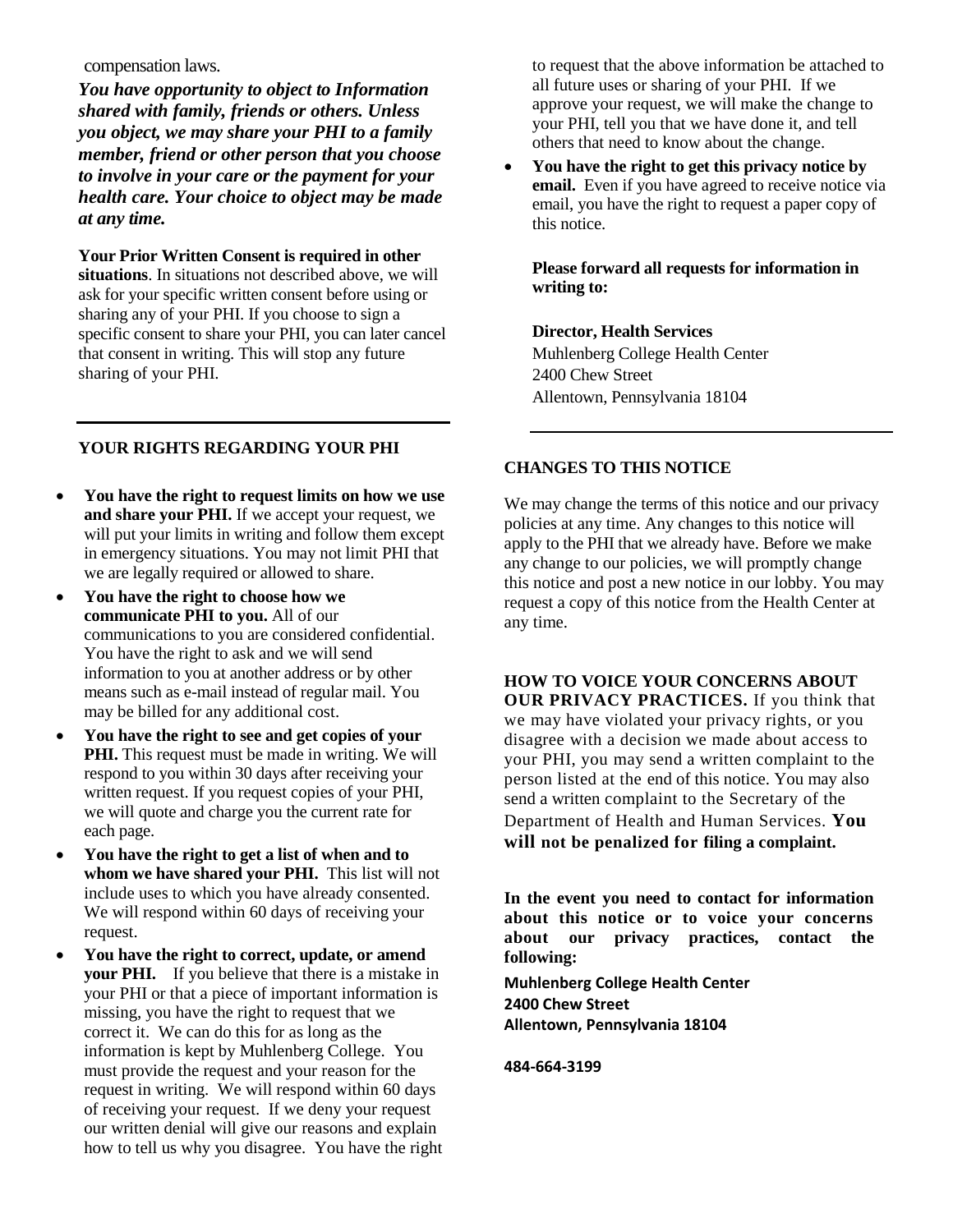compensation laws.

***You have opportunity to object to Information shared with family, friends or others. Unless you object, we may share your PHI to a family member, friend or other person that you choose to involve in your care or the payment for your health care. Your choice to object may be made at any time.***

**Your Prior Written Consent is required in other situations**. In situations not described above, we will ask for your specific written consent before using or sharing any of your PHI. If you choose to sign a specific consent to share your PHI, you can later cancel that consent in writing. This will stop any future sharing of your PHI.

## YOUR RIGHTS REGARDING YOUR PHI

- **You have the right to request limits on how we use and share your PHI.** If we accept your request, we will put your limits in writing and follow them except in emergency situations. You may not limit PHI that we are legally required or allowed to share.
- **You have the right to choose how we communicate PHI to you.** All of our communications to you are considered confidential. You have the right to ask and we will send information to you at another address or by other means such as e-mail instead of regular mail. You may be billed for any additional cost.
- **You have the right to see and get copies of your PHI.** This request must be made in writing. We will respond to you within 30 days after receiving your written request. If you request copies of your PHI, we will quote and charge you the current rate for each page.
- **You have the right to get a list of when and to whom we have shared your PHI.** This list will not include uses to which you have already consented. We will respond within 60 days of receiving your request.
- **You have the right to correct, update, or amend your PHI.** If you believe that there is a mistake in your PHI or that a piece of important information is missing, you have the right to request that we correct it. We can do this for as long as the information is kept by Muhlenberg College. You must provide the request and your reason for the request in writing. We will respond within 60 days of receiving your request. If we deny your request our written denial will give our reasons and explain how to tell us why you disagree. You have the right to request that the above information be attached to all future uses or sharing of your PHI. If we approve your request, we will make the change to your PHI, tell you that we have done it, and tell others that need to know about the change.
- **You have the right to get this privacy notice by email.** Even if you have agreed to receive notice via email, you have the right to request a paper copy of this notice.

**Please forward all requests for information in writing to:**

**Director, Health Services**  
Muhlenberg College Health Center  
2400 Chew Street  
Allentown, Pennsylvania 18104

## CHANGES TO THIS NOTICE

We may change the terms of this notice and our privacy policies at any time. Any changes to this notice will apply to the PHI that we already have. Before we make any change to our policies, we will promptly change this notice and post a new notice in our lobby. You may request a copy of this notice from the Health Center at any time.

**HOW TO VOICE YOUR CONCERNS ABOUT OUR PRIVACY PRACTICES.** If you think that we may have violated your privacy rights, or you disagree with a decision we made about access to your PHI, you may send a written complaint to the person listed at the end of this notice. You may also send a written complaint to the Secretary of the Department of Health and Human Services. **You will not be penalized for filing a complaint.**

**In the event you need to contact for information about this notice or to voice your concerns about our privacy practices, contact the following:**

**Muhlenberg College Health Center**  
**2400 Chew Street**  
**Allentown, Pennsylvania 18104**

**484-664-3199**